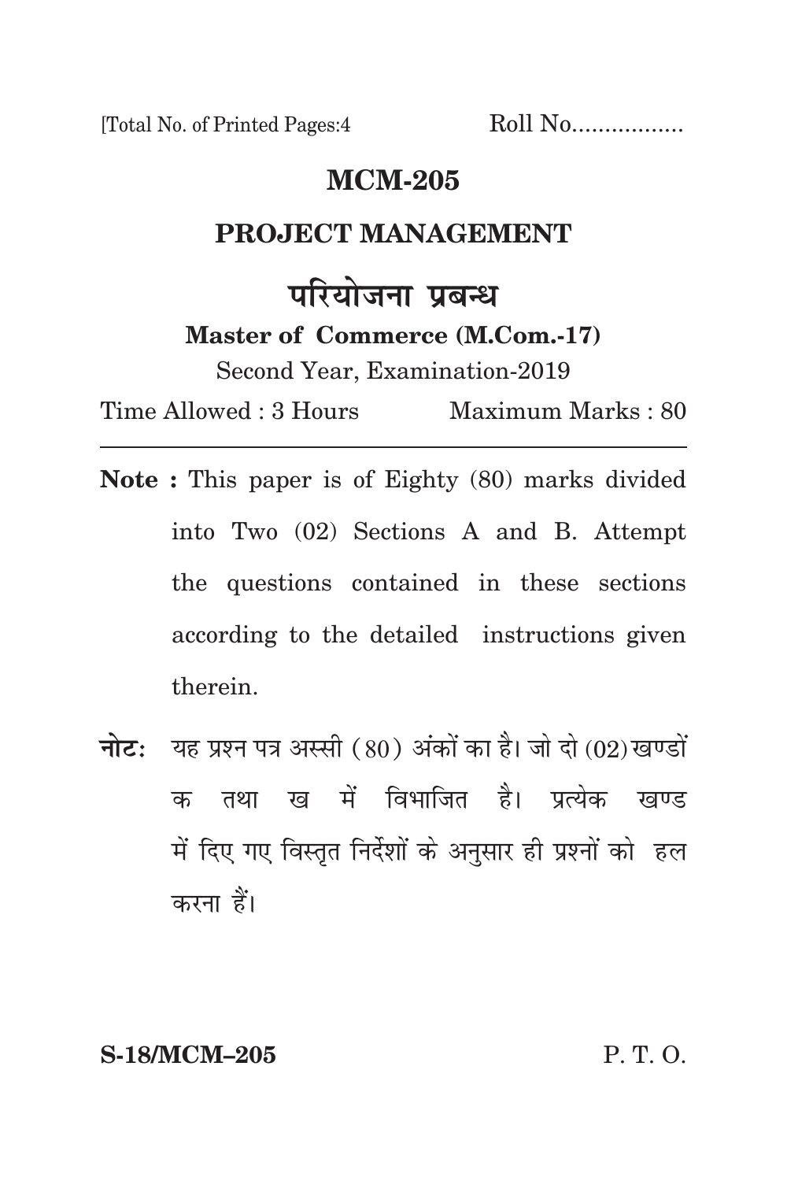[Total No. of Printed Pages:4 Roll No.................

# MCM-205

## PROJECT MANAGEMENT

## परियोजना प्रबन्ध

**Master of Commerce (M.Com.-17)**

Second Year, Examination-2019

Time Allowed : 3 Hours Maximum Marks : 80

---

**Note :** This paper is of Eighty (80) marks divided into Two (02) Sections A and B. Attempt the questions contained in these sections according to the detailed instructions given therein.

**नोट:** यह प्रश्न पत्र अस्सी (80) अंकों का है। जो दो (02) खण्डों क तथा ख में विभाजित है। प्रत्येक खण्ड में दिए गए विस्तृत निर्देशों के अनुसार ही प्रश्नों को हल करना हैं।

**S-18/MCM–205** P. T. O.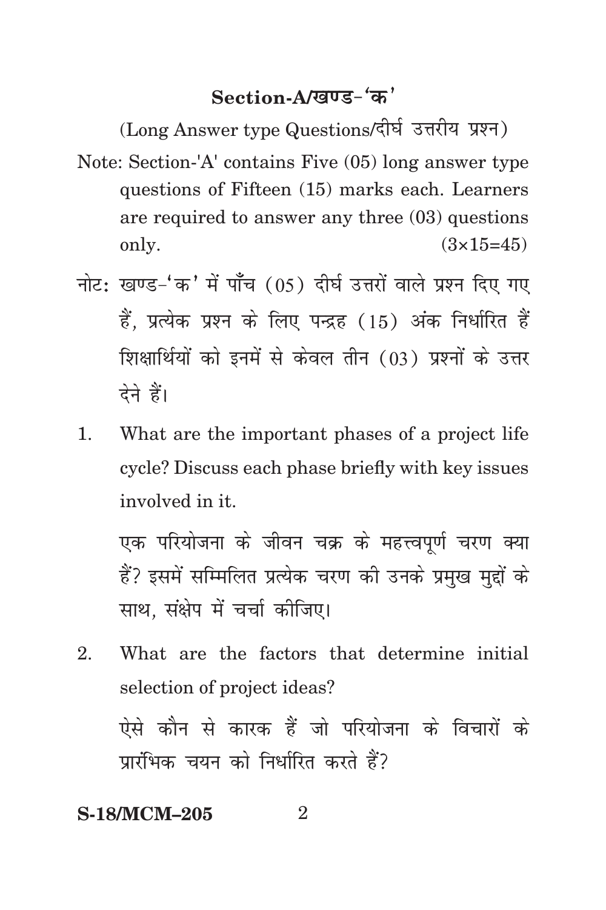## Section-A/खण्ड-'क'

(Long Answer type Questions/दीर्घ उत्तरीय प्रश्न)

Note: Section-'A' contains Five (05) long answer type questions of Fifteen (15) marks each. Learners are required to answer any three (03) questions only. (3×15=45)

नोट: खण्ड-'क' में पाँच (05) दीर्घ उत्तरों वाले प्रश्न दिए गए हैं, प्रत्येक प्रश्न के लिए पन्द्रह (15) अंक निर्धारित हैं शिक्षार्थियों को इनमें से केवल तीन (03) प्रश्नों के उत्तर देने हैं।

1. What are the important phases of a project life cycle? Discuss each phase briefly with key issues involved in it.

   एक परियोजना के जीवन चक्र के महत्त्वपूर्ण चरण क्या हैं? इसमें सम्मिलित प्रत्येक चरण की उनके प्रमुख मुद्दों के साथ, संक्षेप में चर्चा कीजिए।

2. What are the factors that determine initial selection of project ideas?

   ऐसे कौन से कारक हैं जो परियोजना के विचारों के प्रारंभिक चयन को निर्धारित करते हैं?

S-18/MCM–205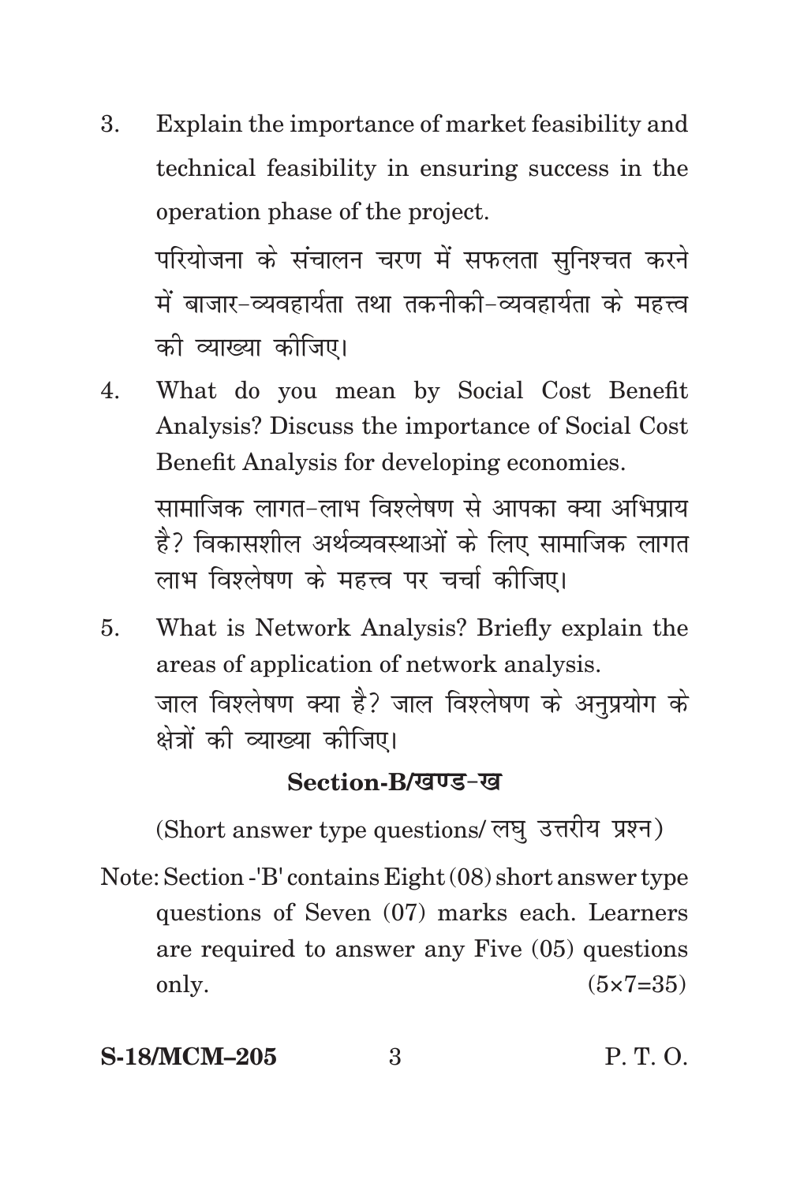3. Explain the importance of market feasibility and technical feasibility in ensuring success in the operation phase of the project.

   परियोजना के संचालन चरण में सफलता सुनिश्चत करने में बाजार-व्यवहार्यता तथा तकनीकी-व्यवहार्यता के महत्त्व की व्याख्या कीजिए।

4. What do you mean by Social Cost Benefit Analysis? Discuss the importance of Social Cost Benefit Analysis for developing economies.

   सामाजिक लागत-लाभ विश्लेषण से आपका क्या अभिप्राय है? विकासशील अर्थव्यवस्थाओं के लिए सामाजिक लागत लाभ विश्लेषण के महत्त्व पर चर्चा कीजिए।

5. What is Network Analysis? Briefly explain the areas of application of network analysis.

   जाल विश्लेषण क्या है? जाल विश्लेषण के अनुप्रयोग के क्षेत्रों की व्याख्या कीजिए।

## Section-B/खण्ड-ख

(Short answer type questions/ लघु उत्तरीय प्रश्न)

Note: Section -'B' contains Eight (08) short answer type questions of Seven (07) marks each. Learners are required to answer any Five (05) questions only. (5×7=35)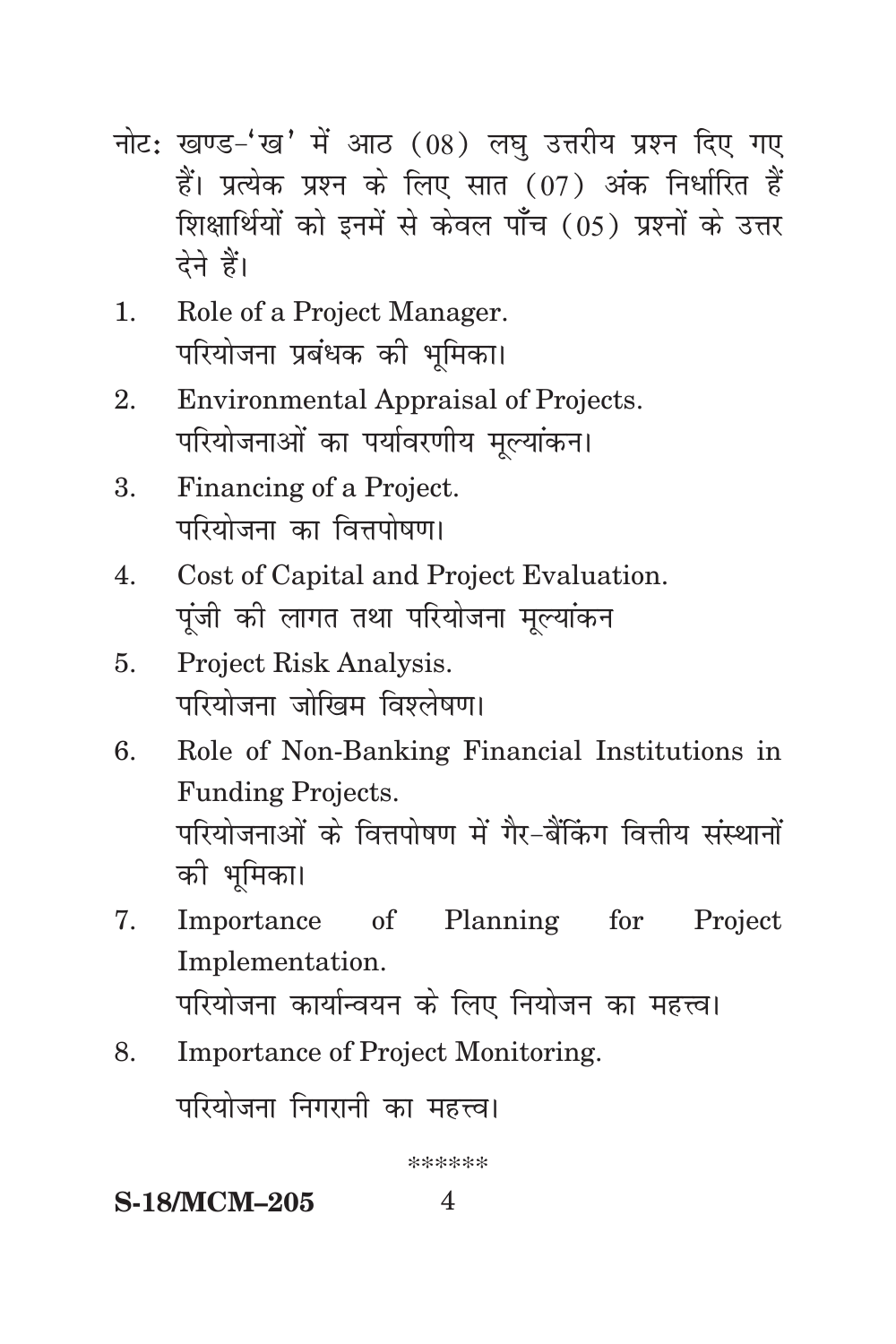नोट: खण्ड-'ख' में आठ (08) लघु उत्तरीय प्रश्न दिए गए हैं। प्रत्येक प्रश्न के लिए सात (07) अंक निर्धारित हैं शिक्षार्थियों को इनमें से केवल पाँच (05) प्रश्नों के उत्तर देने हैं।

1. Role of a Project Manager.
   परियोजना प्रबंधक की भूमिका।

2. Environmental Appraisal of Projects.
   परियोजनाओं का पर्यावरणीय मूल्यांकन।

3. Financing of a Project.
   परियोजना का वित्तपोषण।

4. Cost of Capital and Project Evaluation.
   पूंजी की लागत तथा परियोजना मूल्यांकन

5. Project Risk Analysis.
   परियोजना जोखिम विश्लेषण।

6. Role of Non-Banking Financial Institutions in Funding Projects.
   परियोजनाओं के वित्तपोषण में गैर-बैंकिंग वित्तीय संस्थानों की भूमिका।

7. Importance of Planning for Project Implementation.
   परियोजना कार्यान्वयन के लिए नियोजन का महत्त्व।

8. Importance of Project Monitoring.
   परियोजना निगरानी का महत्त्व।

******

**S-18/MCM–205**